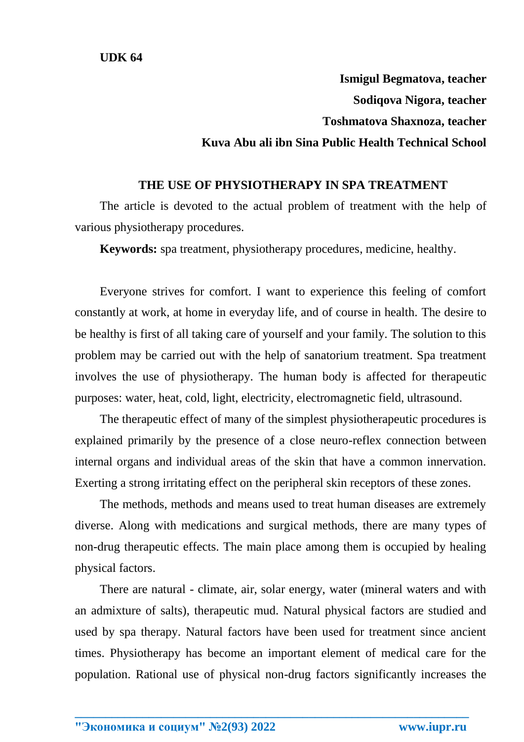**UDK 64**

**Ismigul Begmatova, teacher**

**Sodiqova Nigora, teacher**

**Toshmatova Shaxnoza, teacher**

**Kuva Abu ali ibn Sina Public Health Technical School**

## THE USE OF PHYSIOTHERAPY IN SPA TREATMENT

The article is devoted to the actual problem of treatment with the help of various physiotherapy procedures.

**Keywords:** spa treatment, physiotherapy procedures, medicine, healthy.

Everyone strives for comfort. I want to experience this feeling of comfort constantly at work, at home in everyday life, and of course in health. The desire to be healthy is first of all taking care of yourself and your family. The solution to this problem may be carried out with the help of sanatorium treatment. Spa treatment involves the use of physiotherapy. The human body is affected for therapeutic purposes: water, heat, cold, light, electricity, electromagnetic field, ultrasound.

The therapeutic effect of many of the simplest physiotherapeutic procedures is explained primarily by the presence of a close neuro-reflex connection between internal organs and individual areas of the skin that have a common innervation. Exerting a strong irritating effect on the peripheral skin receptors of these zones.

The methods, methods and means used to treat human diseases are extremely diverse. Along with medications and surgical methods, there are many types of non-drug therapeutic effects. The main place among them is occupied by healing physical factors.

There are natural - climate, air, solar energy, water (mineral waters and with an admixture of salts), therapeutic mud. Natural physical factors are studied and used by spa therapy. Natural factors have been used for treatment since ancient times. Physiotherapy has become an important element of medical care for the population. Rational use of physical non-drug factors significantly increases the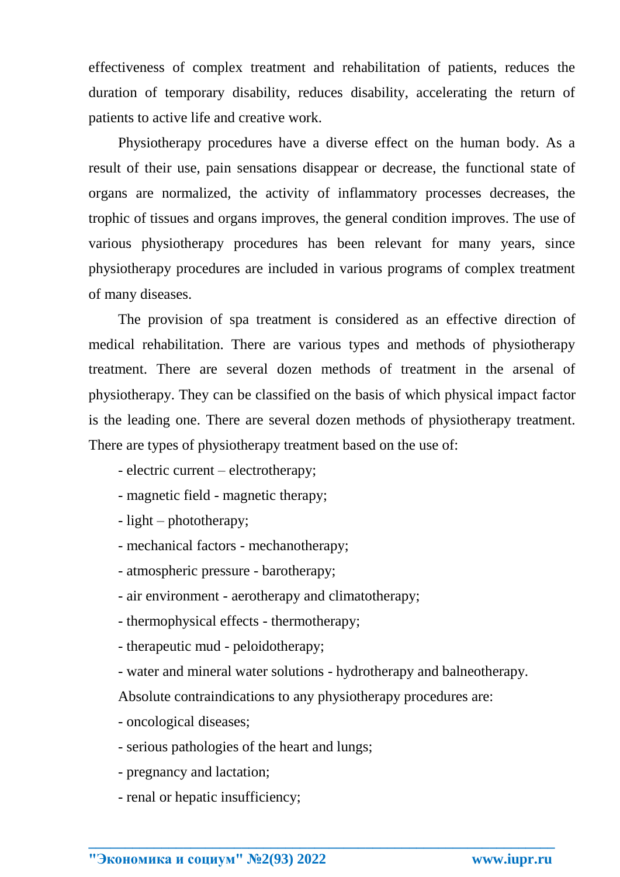effectiveness of complex treatment and rehabilitation of patients, reduces the duration of temporary disability, reduces disability, accelerating the return of patients to active life and creative work.

Physiotherapy procedures have a diverse effect on the human body. As a result of their use, pain sensations disappear or decrease, the functional state of organs are normalized, the activity of inflammatory processes decreases, the trophic of tissues and organs improves, the general condition improves. The use of various physiotherapy procedures has been relevant for many years, since physiotherapy procedures are included in various programs of complex treatment of many diseases.

The provision of spa treatment is considered as an effective direction of medical rehabilitation. There are various types and methods of physiotherapy treatment. There are several dozen methods of treatment in the arsenal of physiotherapy. They can be classified on the basis of which physical impact factor is the leading one. There are several dozen methods of physiotherapy treatment. There are types of physiotherapy treatment based on the use of:

- electric current – electrotherapy;
- magnetic field - magnetic therapy;
- light – phototherapy;
- mechanical factors - mechanotherapy;
- atmospheric pressure - barotherapy;
- air environment - aerotherapy and climatotherapy;
- thermophysical effects - thermotherapy;
- therapeutic mud - peloidotherapy;
- water and mineral water solutions - hydrotherapy and balneotherapy.

Absolute contraindications to any physiotherapy procedures are:

- oncological diseases;
- serious pathologies of the heart and lungs;
- pregnancy and lactation;
- renal or hepatic insufficiency;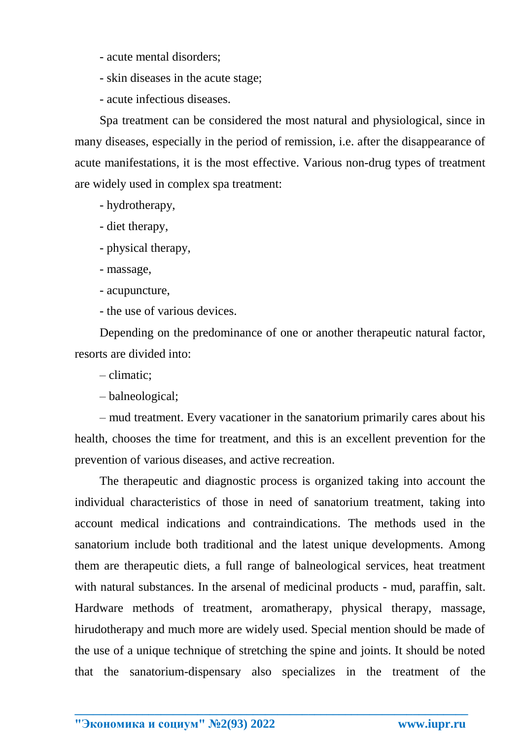- acute mental disorders;

- skin diseases in the acute stage;

- acute infectious diseases.

Spa treatment can be considered the most natural and physiological, since in many diseases, especially in the period of remission, i.e. after the disappearance of acute manifestations, it is the most effective. Various non-drug types of treatment are widely used in complex spa treatment:

- hydrotherapy,
- diet therapy,
- physical therapy,
- massage,
- acupuncture,
- the use of various devices.

Depending on the predominance of one or another therapeutic natural factor, resorts are divided into:

– climatic;

– balneological;

– mud treatment. Every vacationer in the sanatorium primarily cares about his health, chooses the time for treatment, and this is an excellent prevention for the prevention of various diseases, and active recreation.

The therapeutic and diagnostic process is organized taking into account the individual characteristics of those in need of sanatorium treatment, taking into account medical indications and contraindications. The methods used in the sanatorium include both traditional and the latest unique developments. Among them are therapeutic diets, a full range of balneological services, heat treatment with natural substances. In the arsenal of medicinal products - mud, paraffin, salt. Hardware methods of treatment, aromatherapy, physical therapy, massage, hirudotherapy and much more are widely used. Special mention should be made of the use of a unique technique of stretching the spine and joints. It should be noted that the sanatorium-dispensary also specializes in the treatment of the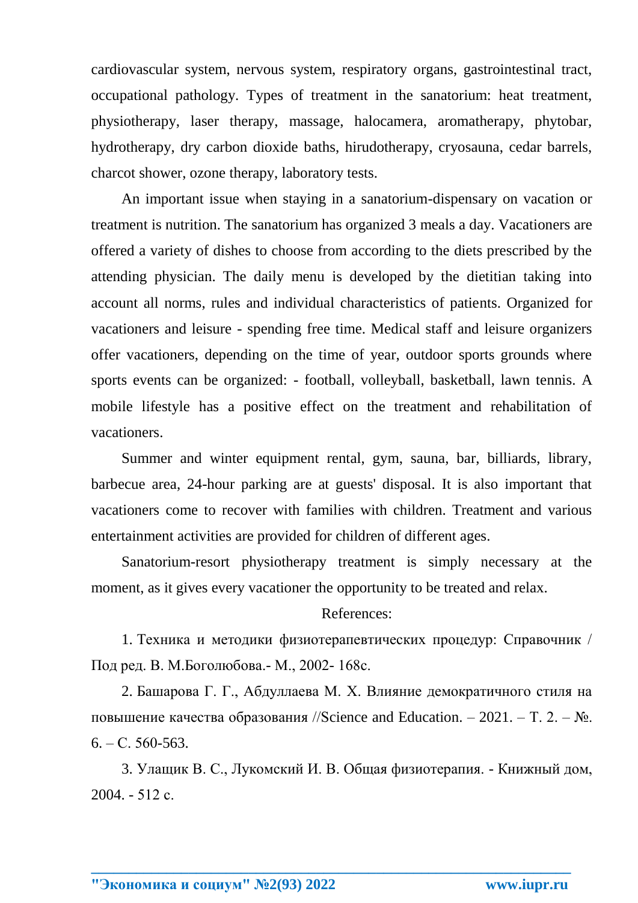cardiovascular system, nervous system, respiratory organs, gastrointestinal tract, occupational pathology. Types of treatment in the sanatorium: heat treatment, physiotherapy, laser therapy, massage, halocamera, aromatherapy, phytobar, hydrotherapy, dry carbon dioxide baths, hirudotherapy, cryosauna, cedar barrels, charcot shower, ozone therapy, laboratory tests.

An important issue when staying in a sanatorium-dispensary on vacation or treatment is nutrition. The sanatorium has organized 3 meals a day. Vacationers are offered a variety of dishes to choose from according to the diets prescribed by the attending physician. The daily menu is developed by the dietitian taking into account all norms, rules and individual characteristics of patients. Organized for vacationers and leisure - spending free time. Medical staff and leisure organizers offer vacationers, depending on the time of year, outdoor sports grounds where sports events can be organized: - football, volleyball, basketball, lawn tennis. A mobile lifestyle has a positive effect on the treatment and rehabilitation of vacationers.

Summer and winter equipment rental, gym, sauna, bar, billiards, library, barbecue area, 24-hour parking are at guests' disposal. It is also important that vacationers come to recover with families with children. Treatment and various entertainment activities are provided for children of different ages.

Sanatorium-resort physiotherapy treatment is simply necessary at the moment, as it gives every vacationer the opportunity to be treated and relax.

References:

1. Техника и методики физиотерапевтических процедур: Справочник / Под ред. В. М.Боголюбова.- М., 2002- 168с.

2. Башарова Г. Г., Абдуллаева М. Х. Влияние демократичного стиля на повышение качества образования //Science and Education. – 2021. – Т. 2. – №. 6. – С. 560-563.

3. Улащик В. С., Лукомский И. В. Общая физиотерапия. - Книжный дом, 2004. - 512 с.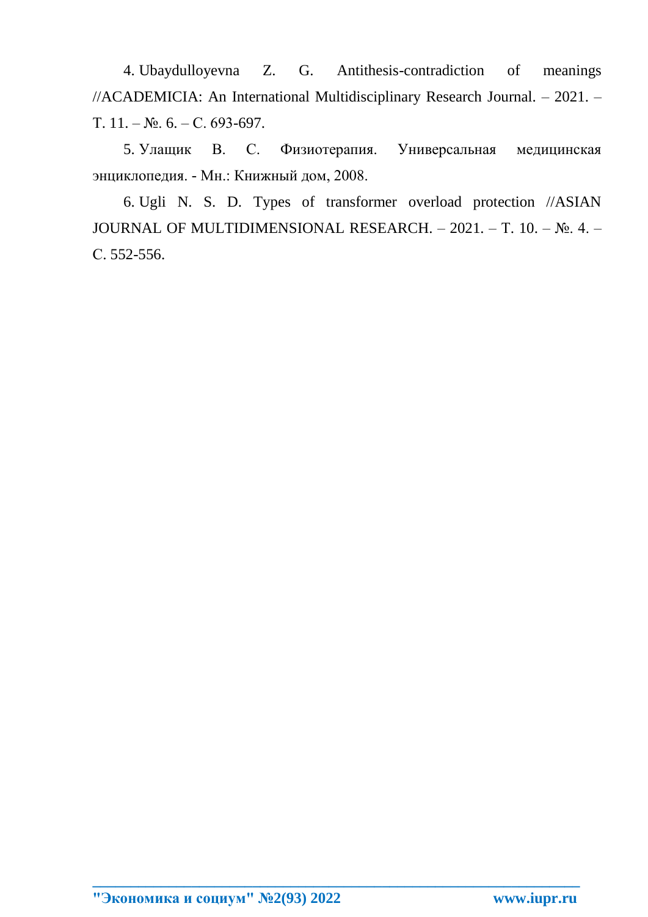4. Ubaydulloyevna Z. G. Antithesis-contradiction of meanings //ACADEMICIA: An International Multidisciplinary Research Journal. – 2021. – Т. 11. – №. 6. – С. 693-697.

5. Улащик В. С. Физиотерапия. Универсальная медицинская энциклопедия. - Мн.: Книжный дом, 2008.

6. Ugli N. S. D. Types of transformer overload protection //ASIAN JOURNAL OF MULTIDIMENSIONAL RESEARCH. – 2021. – Т. 10. – №. 4. – С. 552-556.